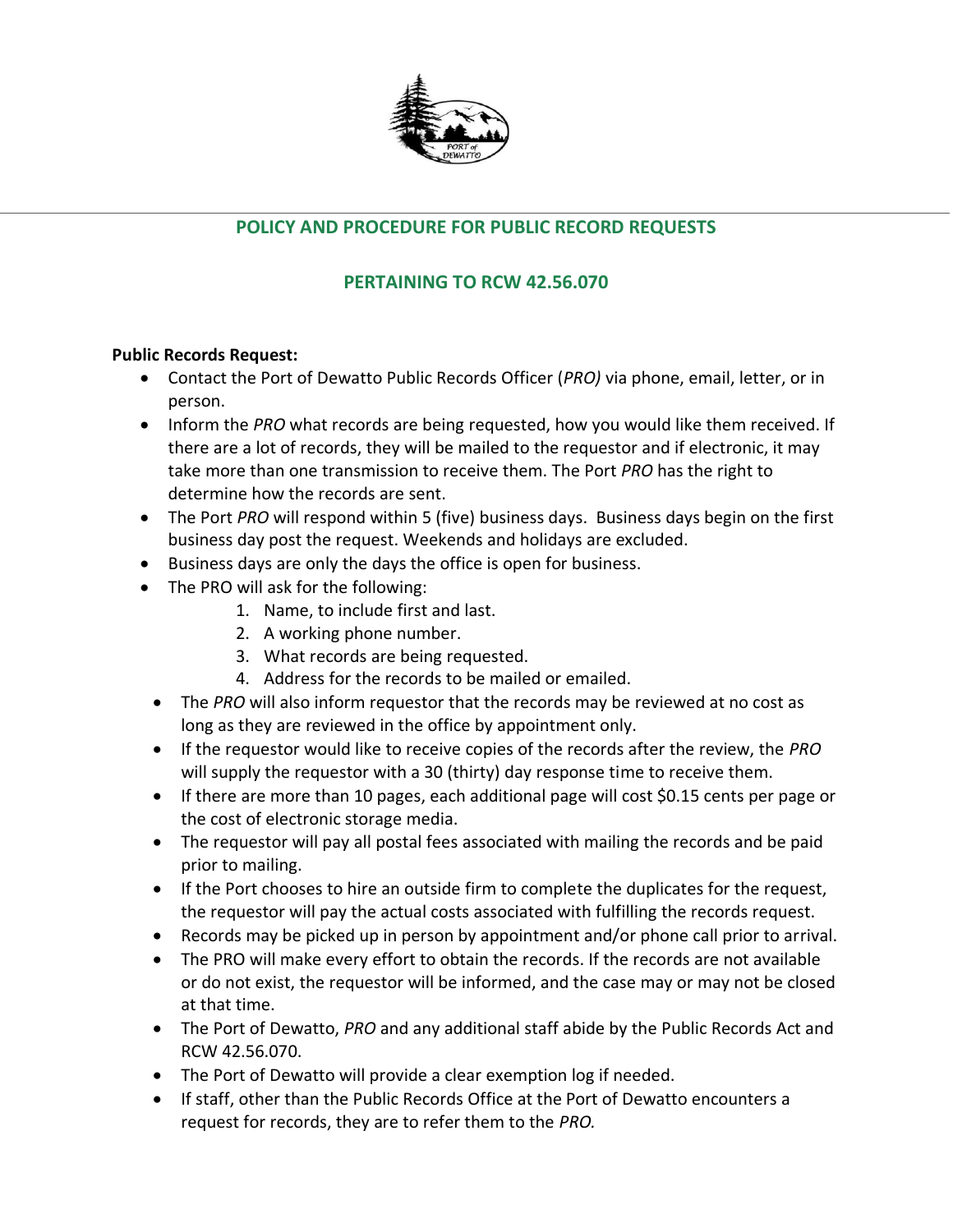# POLICY AND PROCEDURE FOR PUBLIC RECORD REQUESTS

## PERTAINING TO RCW 42.56.070

**Public Records Request:**

- Contact the Port of Dewatto Public Records Officer (*PRO)* via phone, email, letter, or in person.
- Inform the *PRO* what records are being requested, how you would like them received. If there are a lot of records, they will be mailed to the requestor and if electronic, it may take more than one transmission to receive them. The Port *PRO* has the right to determine how the records are sent.
- The Port *PRO* will respond within 5 (five) business days. Business days begin on the first business day post the request. Weekends and holidays are excluded.
- Business days are only the days the office is open for business.
- The PRO will ask for the following:
  1. Name, to include first and last.
  2. A working phone number.
  3. What records are being requested.
  4. Address for the records to be mailed or emailed.
- The *PRO* will also inform requestor that the records may be reviewed at no cost as long as they are reviewed in the office by appointment only.
- If the requestor would like to receive copies of the records after the review, the *PRO* will supply the requestor with a 30 (thirty) day response time to receive them.
- If there are more than 10 pages, each additional page will cost $0.15 cents per page or the cost of electronic storage media.
- The requestor will pay all postal fees associated with mailing the records and be paid prior to mailing.
- If the Port chooses to hire an outside firm to complete the duplicates for the request, the requestor will pay the actual costs associated with fulfilling the records request.
- Records may be picked up in person by appointment and/or phone call prior to arrival.
- The PRO will make every effort to obtain the records. If the records are not available or do not exist, the requestor will be informed, and the case may or may not be closed at that time.
- The Port of Dewatto, *PRO* and any additional staff abide by the Public Records Act and RCW 42.56.070.
- The Port of Dewatto will provide a clear exemption log if needed.
- If staff, other than the Public Records Office at the Port of Dewatto encounters a request for records, they are to refer them to the *PRO.*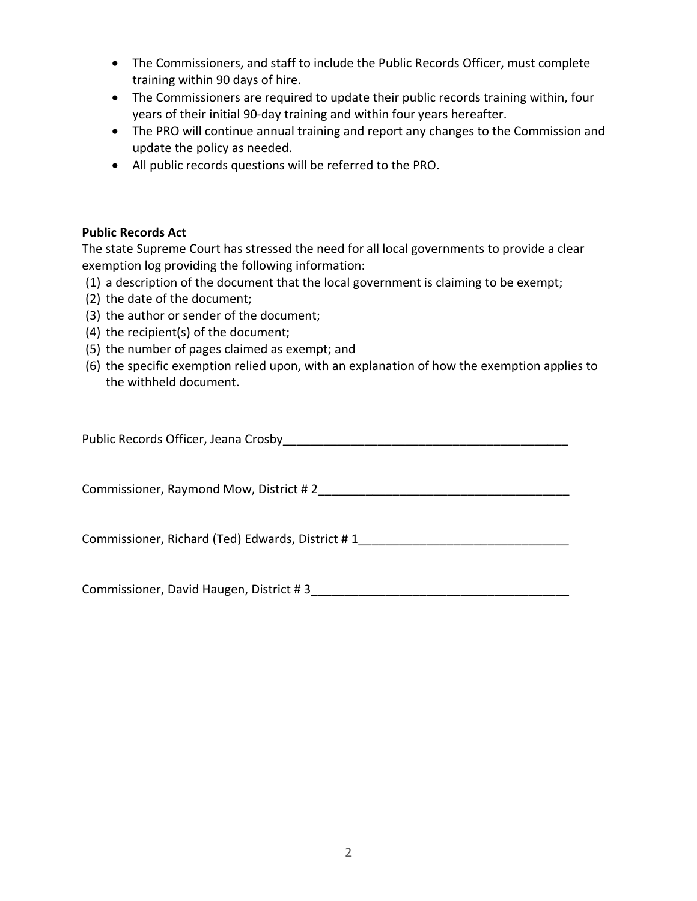- The Commissioners, and staff to include the Public Records Officer, must complete training within 90 days of hire.
- The Commissioners are required to update their public records training within, four years of their initial 90-day training and within four years hereafter.
- The PRO will continue annual training and report any changes to the Commission and update the policy as needed.
- All public records questions will be referred to the PRO.

**Public Records Act**

The state Supreme Court has stressed the need for all local governments to provide a clear exemption log providing the following information:

(1) a description of the document that the local government is claiming to be exempt;
(2) the date of the document;
(3) the author or sender of the document;
(4) the recipient(s) of the document;
(5) the number of pages claimed as exempt; and
(6) the specific exemption relied upon, with an explanation of how the exemption applies to the withheld document.

Public Records Officer, Jeana Crosby___________________________________________

Commissioner, Raymond Mow, District # 2____________________________________

Commissioner, Richard (Ted) Edwards, District # 1______________________________

Commissioner, David Haugen, District # 3_____________________________________